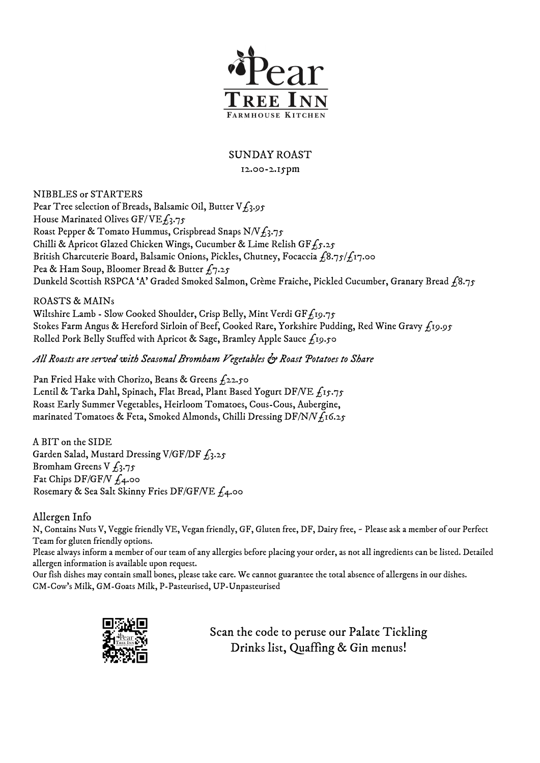# Pear Tree Inn

Farmhouse Kitchen

## SUNDAY ROAST

12.00-2.15pm

### NIBBLES or STARTERS

Pear Tree selection of Breads, Balsamic Oil, Butter V £3.95
House Marinated Olives GF/ VE £3.75
Roast Pepper & Tomato Hummus, Crispbread Snaps N/V £3.75
Chilli & Apricot Glazed Chicken Wings, Cucumber & Lime Relish GF £5.25
British Charcuterie Board, Balsamic Onions, Pickles, Chutney, Focaccia £8.75/£17.00
Pea & Ham Soup, Bloomer Bread & Butter £7.25
Dunkeld Scottish RSPCA 'A' Graded Smoked Salmon, Crème Fraiche, Pickled Cucumber, Granary Bread £8.75

### ROASTS & MAINs

Wiltshire Lamb - Slow Cooked Shoulder, Crisp Belly, Mint Verdi GF £19.75
Stokes Farm Angus & Hereford Sirloin of Beef, Cooked Rare, Yorkshire Pudding, Red Wine Gravy £19.95
Rolled Pork Belly Stuffed with Apricot & Sage, Bramley Apple Sauce £19.50

*All Roasts are served with Seasonal Bromham Vegetables & Roast Potatoes to Share*

Pan Fried Hake with Chorizo, Beans & Greens £22.50
Lentil & Tarka Dahl, Spinach, Flat Bread, Plant Based Yogurt DF/VE £15.75
Roast Early Summer Vegetables, Heirloom Tomatoes, Cous-Cous, Aubergine,
marinated Tomatoes & Feta, Smoked Almonds, Chilli Dressing DF/N/V £16.25

### A BIT on the SIDE

Garden Salad, Mustard Dressing V/GF/DF £3.25
Bromham Greens V £3.75
Fat Chips DF/GF/V £4.00
Rosemary & Sea Salt Skinny Fries DF/GF/VE £4.00

### Allergen Info

N, Contains Nuts V, Veggie friendly VE, Vegan friendly, GF, Gluten free, DF, Dairy free, - Please ask a member of our Perfect Team for gluten friendly options.

Please always inform a member of our team of any allergies before placing your order, as not all ingredients can be listed. Detailed allergen information is available upon request.

Our fish dishes may contain small bones, please take care. We cannot guarantee the total absence of allergens in our dishes.

CM-Cow's Milk, GM-Goats Milk, P-Pasteurised, UP-Unpasteurised

Scan the code to peruse our Palate Tickling Drinks list, Quaffing & Gin menus!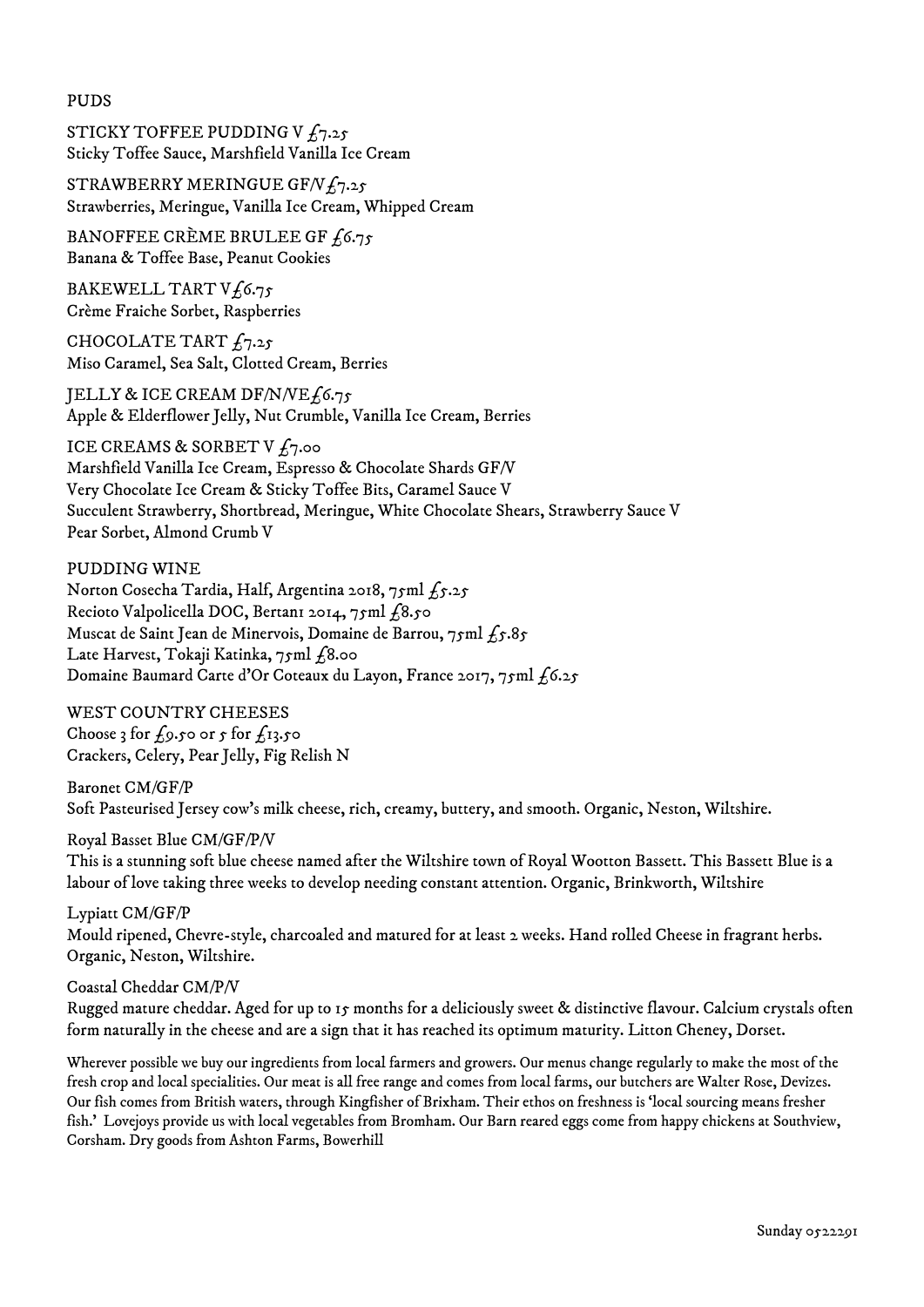## PUDS

STICKY TOFFEE PUDDING V £7.25
Sticky Toffee Sauce, Marshfield Vanilla Ice Cream

STRAWBERRY MERINGUE GF/V £7.25
Strawberries, Meringue, Vanilla Ice Cream, Whipped Cream

BANOFFEE CRÈME BRULEE GF £6.75
Banana & Toffee Base, Peanut Cookies

BAKEWELL TART V £6.75
Crème Fraiche Sorbet, Raspberries

CHOCOLATE TART £7.25
Miso Caramel, Sea Salt, Clotted Cream, Berries

JELLY & ICE CREAM DF/N/VE £6.75
Apple & Elderflower Jelly, Nut Crumble, Vanilla Ice Cream, Berries

ICE CREAMS & SORBET V £7.00
Marshfield Vanilla Ice Cream, Espresso & Chocolate Shards GF/V
Very Chocolate Ice Cream & Sticky Toffee Bits, Caramel Sauce V
Succulent Strawberry, Shortbread, Meringue, White Chocolate Shears, Strawberry Sauce V
Pear Sorbet, Almond Crumb V

## PUDDING WINE

Norton Cosecha Tardia, Half, Argentina 2018, 75ml £5.25
Recioto Valpolicella DOC, Bertani 2014, 75ml £8.50
Muscat de Saint Jean de Minervois, Domaine de Barrou, 75ml £5.85
Late Harvest, Tokaji Katinka, 75ml £8.00
Domaine Baumard Carte d'Or Coteaux du Layon, France 2017, 75ml £6.25

## WEST COUNTRY CHEESES

Choose 3 for £9.50 or 5 for £13.50
Crackers, Celery, Pear Jelly, Fig Relish N

Baronet CM/GF/P
Soft Pasteurised Jersey cow's milk cheese, rich, creamy, buttery, and smooth. Organic, Neston, Wiltshire.

Royal Basset Blue CM/GF/P/V
This is a stunning soft blue cheese named after the Wiltshire town of Royal Wootton Bassett. This Bassett Blue is a labour of love taking three weeks to develop needing constant attention. Organic, Brinkworth, Wiltshire

Lypiatt CM/GF/P
Mould ripened, Chevre-style, charcoaled and matured for at least 2 weeks. Hand rolled Cheese in fragrant herbs. Organic, Neston, Wiltshire.

Coastal Cheddar CM/P/V
Rugged mature cheddar. Aged for up to 15 months for a deliciously sweet & distinctive flavour. Calcium crystals often form naturally in the cheese and are a sign that it has reached its optimum maturity. Litton Cheney, Dorset.

Wherever possible we buy our ingredients from local farmers and growers. Our menus change regularly to make the most of the fresh crop and local specialities. Our meat is all free range and comes from local farms, our butchers are Walter Rose, Devizes. Our fish comes from British waters, through Kingfisher of Brixham. Their ethos on freshness is 'local sourcing means fresher fish.' Lovejoys provide us with local vegetables from Bromham. Our Barn reared eggs come from happy chickens at Southview, Corsham. Dry goods from Ashton Farms, Bowerhill

Sunday 0522291